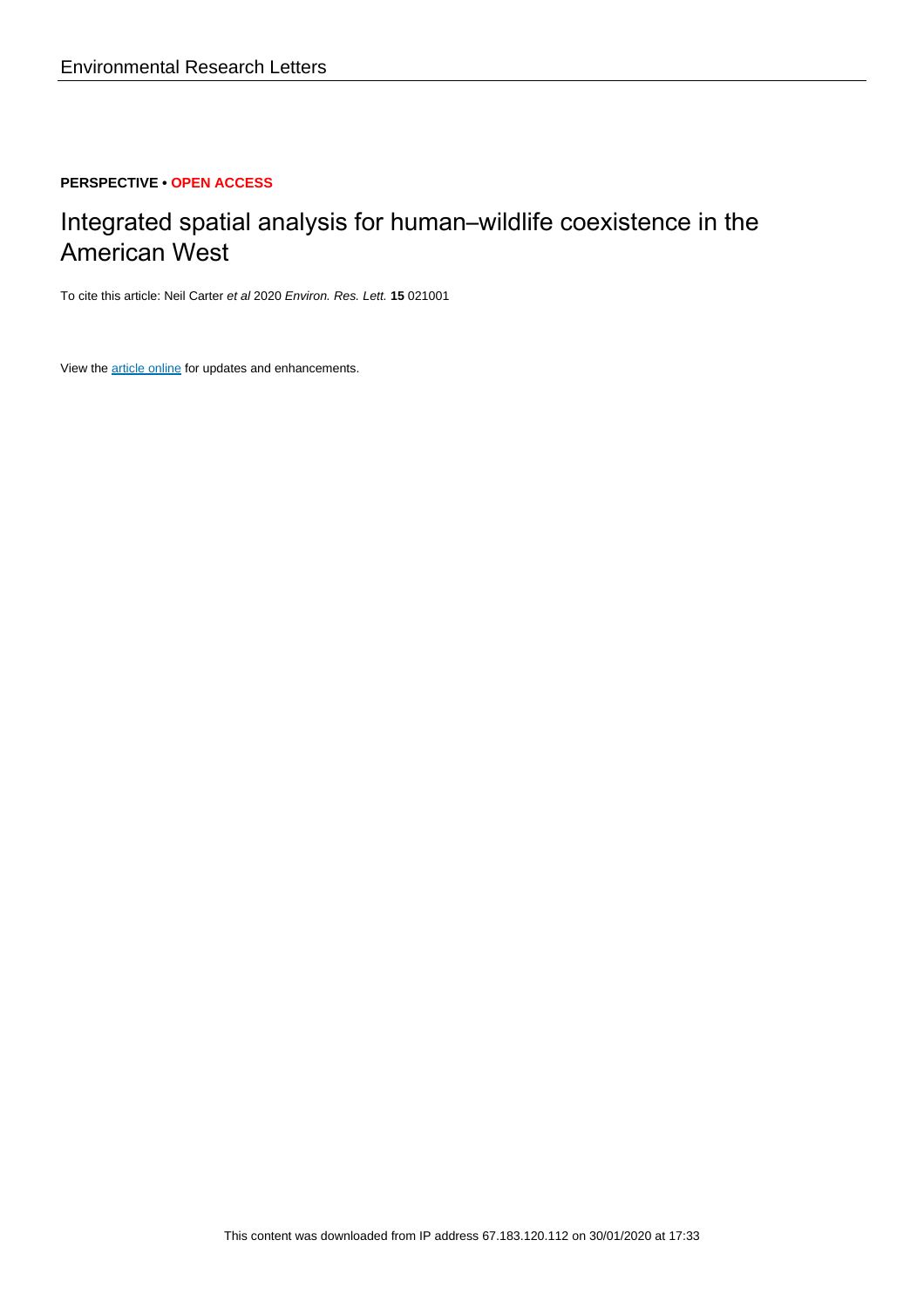Environmental Research Letters

**PERSPECTIVE • OPEN ACCESS**

# Integrated spatial analysis for human–wildlife coexistence in the American West

To cite this article: Neil Carter *et al* 2020 *Environ. Res. Lett.* **15** 021001

View the article online for updates and enhancements.

This content was downloaded from IP address 67.183.120.112 on 30/01/2020 at 17:33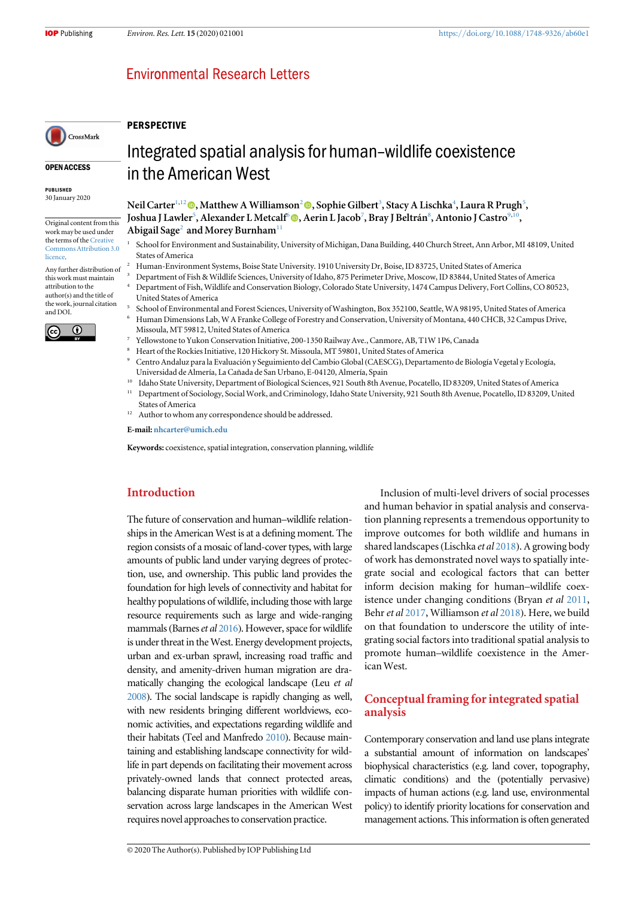## PERSPECTIVE

# Integrated spatial analysis for human–wildlife coexistence in the American West

**Neil Carter**[1,12], **Matthew A Williamson**[2], **Sophie Gilbert**[3], **Stacy A Lischka**[4], **Laura R Prugh**[5], **Joshua J Lawler**[5], **Alexander L Metcalf**[6], **Aerin L Jacob**[7], **Bray J Beltrán**[8], **Antonio J Castro**[9,10], **Abigail Sage**[2] and **Morey Burnham**[11]

[1] School for Environment and Sustainability, University of Michigan, Dana Building, 440 Church Street, Ann Arbor, MI 48109, United States of America

[2] Human-Environment Systems, Boise State University. 1910 University Dr, Boise, ID 83725, United States of America

[3] Department of Fish & Wildlife Sciences, University of Idaho, 875 Perimeter Drive, Moscow, ID 83844, United States of America

[4] Department of Fish, Wildlife and Conservation Biology, Colorado State University, 1474 Campus Delivery, Fort Collins, CO 80523, United States of America

[5] School of Environmental and Forest Sciences, University of Washington, Box 352100, Seattle, WA 98195, United States of America

[6] Human Dimensions Lab, W A Franke College of Forestry and Conservation, University of Montana, 440 CHCB, 32 Campus Drive, Missoula, MT 59812, United States of America

[7] Yellowstone to Yukon Conservation Initiative, 200-1350 Railway Ave., Canmore, AB, T1W 1P6, Canada

[8] Heart of the Rockies Initiative, 120 Hickory St. Missoula, MT 59801, United States of America

[9] Centro Andaluz para la Evaluación y Seguimiento del Cambio Global (CAESCG), Departamento de Biología Vegetal y Ecología, Universidad de Almería, La Cañada de San Urbano, E-04120, Almería, Spain

[10] Idaho State University, Department of Biological Sciences, 921 South 8th Avenue, Pocatello, ID 83209, United States of America

[11] Department of Sociology, Social Work, and Criminology, Idaho State University, 921 South 8th Avenue, Pocatello, ID 83209, United States of America

[12] Author to whom any correspondence should be addressed.

**E-mail:** nhcarter@umich.edu

**Keywords:** coexistence, spatial integration, conservation planning, wildlife

OPEN ACCESS

PUBLISHED
30 January 2020

Original content from this work may be used under the terms of the Creative Commons Attribution 3.0 licence.

Any further distribution of this work must maintain attribution to the author(s) and the title of the work, journal citation and DOI.

## Introduction

The future of conservation and human–wildlife relationships in the American West is at a defining moment. The region consists of a mosaic of land-cover types, with large amounts of public land under varying degrees of protection, use, and ownership. This public land provides the foundation for high levels of connectivity and habitat for healthy populations of wildlife, including those with large resource requirements such as large and wide-ranging mammals (Barnes *et al* 2016). However, space for wildlife is under threat in the West. Energy development projects, urban and ex-urban sprawl, increasing road traffic and density, and amenity-driven human migration are dramatically changing the ecological landscape (Leu *et al* 2008). The social landscape is rapidly changing as well, with new residents bringing different worldviews, economic activities, and expectations regarding wildlife and their habitats (Teel and Manfredo 2010). Because maintaining and establishing landscape connectivity for wildlife in part depends on facilitating their movement across privately-owned lands that connect protected areas, balancing disparate human priorities with wildlife conservation across large landscapes in the American West requires novel approaches to conservation practice.

Inclusion of multi-level drivers of social processes and human behavior in spatial analysis and conservation planning represents a tremendous opportunity to improve outcomes for both wildlife and humans in shared landscapes (Lischka *et al* 2018). A growing body of work has demonstrated novel ways to spatially integrate social and ecological factors that can better inform decision making for human–wildlife coexistence under changing conditions (Bryan *et al* 2011, Behr *et al* 2017, Williamson *et al* 2018). Here, we build on that foundation to underscore the utility of integrating social factors into traditional spatial analysis to promote human–wildlife coexistence in the American West.

## Conceptual framing for integrated spatial analysis

Contemporary conservation and land use plans integrate a substantial amount of information on landscapes' biophysical characteristics (e.g. land cover, topography, climatic conditions) and the (potentially pervasive) impacts of human actions (e.g. land use, environmental policy) to identify priority locations for conservation and management actions. This information is often generated

© 2020 The Author(s). Published by IOP Publishing Ltd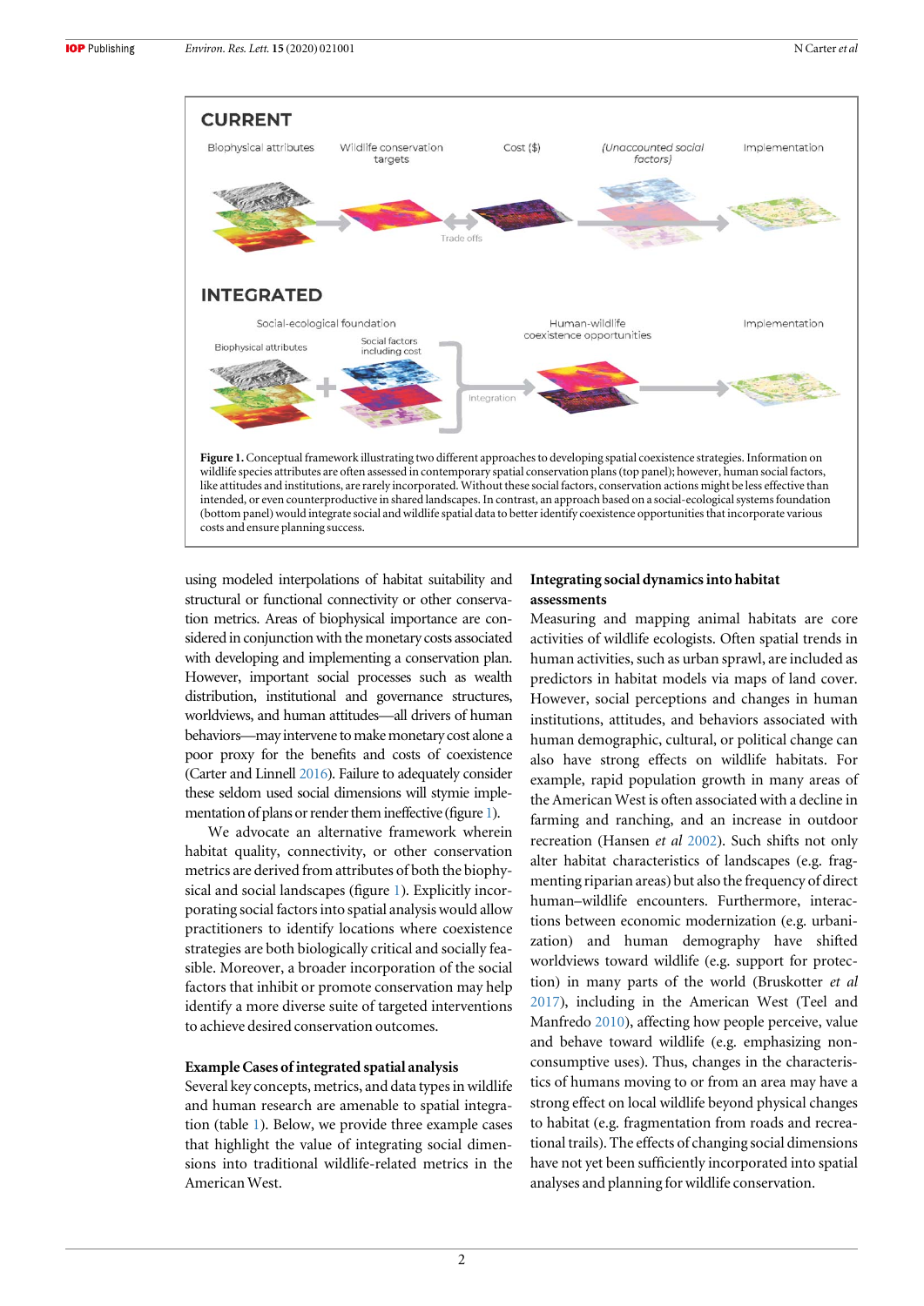CURRENT

Biophysical attributes | Wildlife conservation targets | Cost ($) | (Unaccounted social factors) | Implementation

Trade offs

INTEGRATED

Social-ecological foundation | Human-wildlife coexistence opportunities | Implementation

Biophysical attributes | Social factors including cost

Integration

**Figure 1.** Conceptual framework illustrating two different approaches to developing spatial coexistence strategies. Information on wildlife species attributes are often assessed in contemporary spatial conservation plans (top panel); however, human social factors, like attitudes and institutions, are rarely incorporated. Without these social factors, conservation actions might be less effective than intended, or even counterproductive in shared landscapes. In contrast, an approach based on a social-ecological systems foundation (bottom panel) would integrate social and wildlife spatial data to better identify coexistence opportunities that incorporate various costs and ensure planning success.

using modeled interpolations of habitat suitability and structural or functional connectivity or other conservation metrics. Areas of biophysical importance are considered in conjunction with the monetary costs associated with developing and implementing a conservation plan. However, important social processes such as wealth distribution, institutional and governance structures, worldviews, and human attitudes—all drivers of human behaviors—may intervene to make monetary cost alone a poor proxy for the benefits and costs of coexistence (Carter and Linnell 2016). Failure to adequately consider these seldom used social dimensions will stymie implementation of plans or render them ineffective (figure 1).

We advocate an alternative framework wherein habitat quality, connectivity, or other conservation metrics are derived from attributes of both the biophysical and social landscapes (figure 1). Explicitly incorporating social factors into spatial analysis would allow practitioners to identify locations where coexistence strategies are both biologically critical and socially feasible. Moreover, a broader incorporation of the social factors that inhibit or promote conservation may help identify a more diverse suite of targeted interventions to achieve desired conservation outcomes.

## Example Cases of integrated spatial analysis

Several key concepts, metrics, and data types in wildlife and human research are amenable to spatial integration (table 1). Below, we provide three example cases that highlight the value of integrating social dimensions into traditional wildlife-related metrics in the American West.

## Integrating social dynamics into habitat assessments

Measuring and mapping animal habitats are core activities of wildlife ecologists. Often spatial trends in human activities, such as urban sprawl, are included as predictors in habitat models via maps of land cover. However, social perceptions and changes in human institutions, attitudes, and behaviors associated with human demographic, cultural, or political change can also have strong effects on wildlife habitats. For example, rapid population growth in many areas of the American West is often associated with a decline in farming and ranching, and an increase in outdoor recreation (Hansen *et al* 2002). Such shifts not only alter habitat characteristics of landscapes (e.g. fragmenting riparian areas) but also the frequency of direct human–wildlife encounters. Furthermore, interactions between economic modernization (e.g. urbanization) and human demography have shifted worldviews toward wildlife (e.g. support for protection) in many parts of the world (Bruskotter *et al* 2017), including in the American West (Teel and Manfredo 2010), affecting how people perceive, value and behave toward wildlife (e.g. emphasizing non-consumptive uses). Thus, changes in the characteristics of humans moving to or from an area may have a strong effect on local wildlife beyond physical changes to habitat (e.g. fragmentation from roads and recreational trails). The effects of changing social dimensions have not yet been sufficiently incorporated into spatial analyses and planning for wildlife conservation.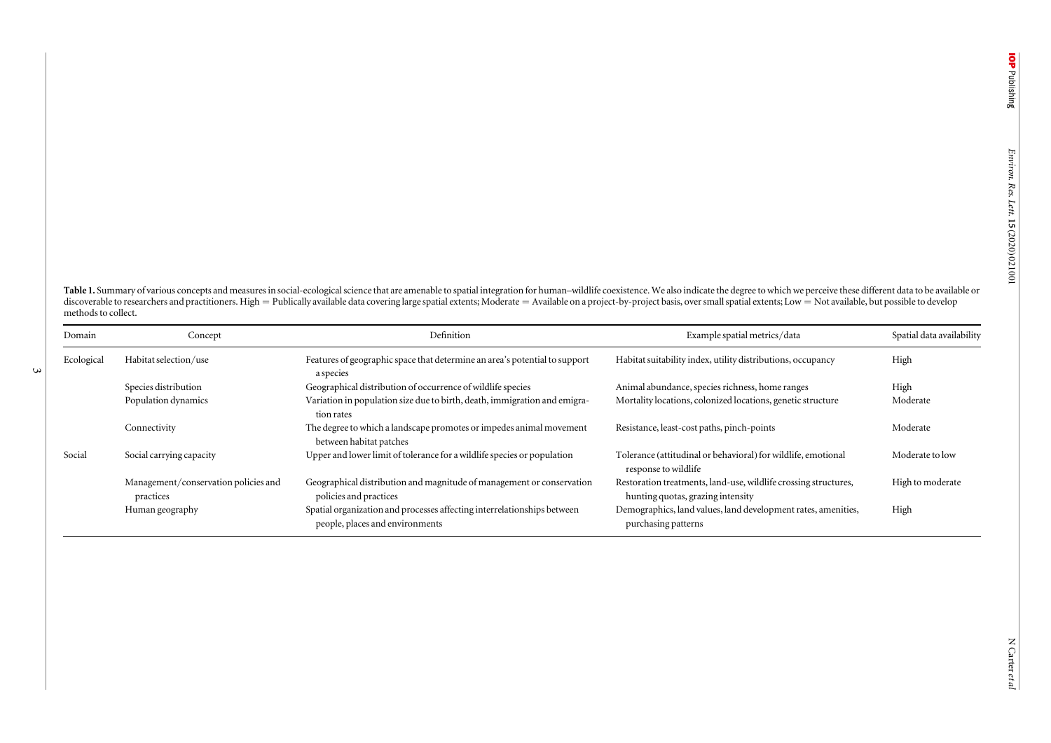**Table 1.** Summary of various concepts and measures in social-ecological science that are amenable to spatial integration for human–wildlife coexistence. We also indicate the degree to which we perceive these different data to be available or discoverable to researchers and practitioners. High = Publically available data covering large spatial extents; Moderate = Available on a project-by-project basis, over small spatial extents; Low = Not available, but possible to develop methods to collect.

| Domain | Concept | Definition | Example spatial metrics/data | Spatial data availability |
|---|---|---|---|---|
| Ecological | Habitat selection/use | Features of geographic space that determine an area's potential to support a species | Habitat suitability index, utility distributions, occupancy | High |
| | Species distribution | Geographical distribution of occurrence of wildlife species | Animal abundance, species richness, home ranges | High |
| | Population dynamics | Variation in population size due to birth, death, immigration and emigration rates | Mortality locations, colonized locations, genetic structure | Moderate |
| | Connectivity | The degree to which a landscape promotes or impedes animal movement between habitat patches | Resistance, least-cost paths, pinch-points | Moderate |
| Social | Social carrying capacity | Upper and lower limit of tolerance for a wildlife species or population | Tolerance (attitudinal or behavioral) for wildlife, emotional response to wildlife | Moderate to low |
| | Management/conservation policies and practices | Geographical distribution and magnitude of management or conservation policies and practices | Restoration treatments, land-use, wildlife crossing structures, hunting quotas, grazing intensity | High to moderate |
| | Human geography | Spatial organization and processes affecting interrelationships between people, places and environments | Demographics, land values, land development rates, amenities, purchasing patterns | High |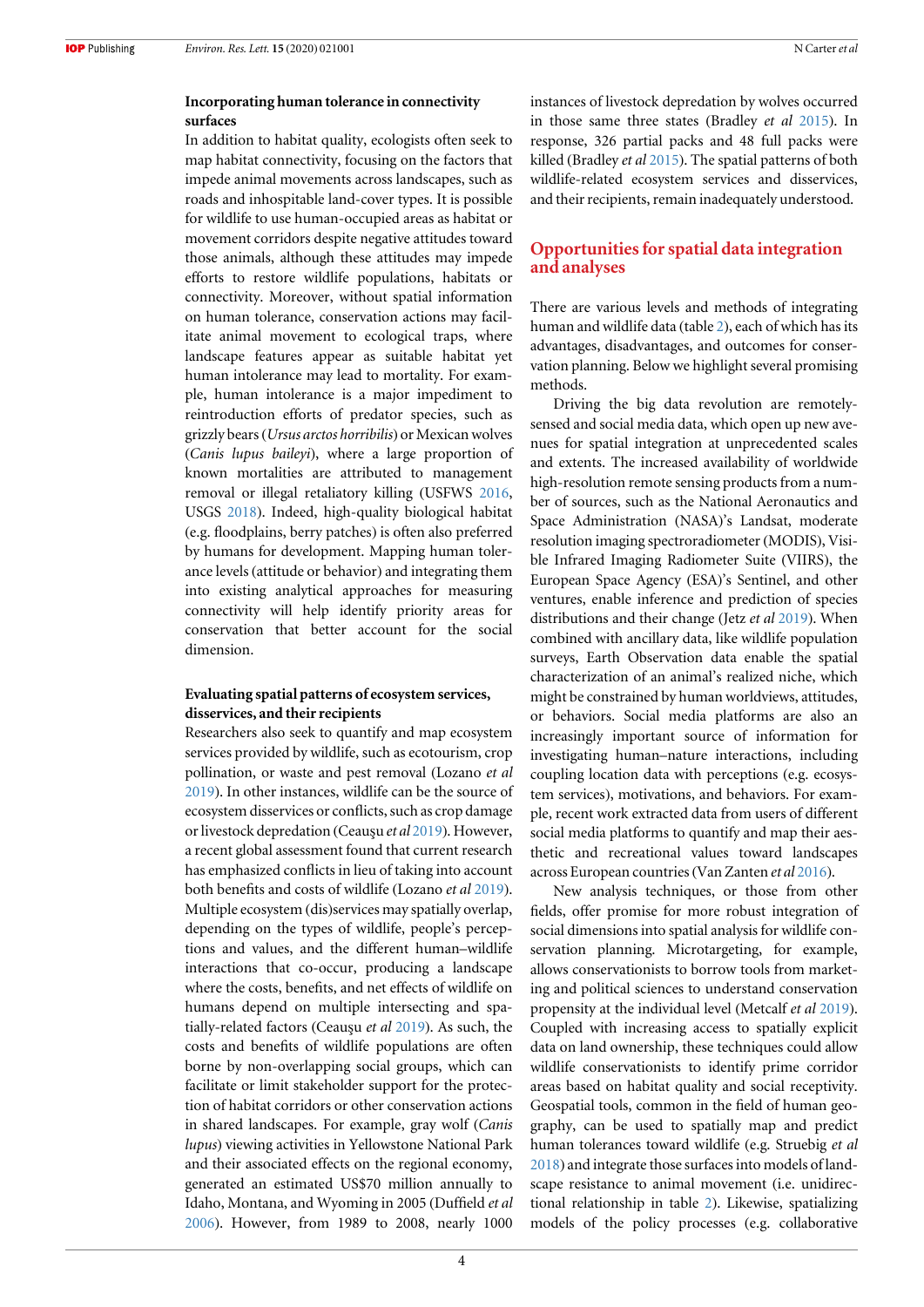**Incorporating human tolerance in connectivity surfaces**

In addition to habitat quality, ecologists often seek to map habitat connectivity, focusing on the factors that impede animal movements across landscapes, such as roads and inhospitable land-cover types. It is possible for wildlife to use human-occupied areas as habitat or movement corridors despite negative attitudes toward those animals, although these attitudes may impede efforts to restore wildlife populations, habitats or connectivity. Moreover, without spatial information on human tolerance, conservation actions may facilitate animal movement to ecological traps, where landscape features appear as suitable habitat yet human intolerance may lead to mortality. For example, human intolerance is a major impediment to reintroduction efforts of predator species, such as grizzly bears (*Ursus arctos horribilis*) or Mexican wolves (*Canis lupus baileyi*), where a large proportion of known mortalities are attributed to management removal or illegal retaliatory killing (USFWS 2016, USGS 2018). Indeed, high-quality biological habitat (e.g. floodplains, berry patches) is often also preferred by humans for development. Mapping human tolerance levels (attitude or behavior) and integrating them into existing analytical approaches for measuring connectivity will help identify priority areas for conservation that better account for the social dimension.

**Evaluating spatial patterns of ecosystem services, disservices, and their recipients**

Researchers also seek to quantify and map ecosystem services provided by wildlife, such as ecotourism, crop pollination, or waste and pest removal (Lozano *et al* 2019). In other instances, wildlife can be the source of ecosystem disservices or conflicts, such as crop damage or livestock depredation (Ceauşu *et al* 2019). However, a recent global assessment found that current research has emphasized conflicts in lieu of taking into account both benefits and costs of wildlife (Lozano *et al* 2019). Multiple ecosystem (dis)services may spatially overlap, depending on the types of wildlife, people's perceptions and values, and the different human–wildlife interactions that co-occur, producing a landscape where the costs, benefits, and net effects of wildlife on humans depend on multiple intersecting and spatially-related factors (Ceauşu *et al* 2019). As such, the costs and benefits of wildlife populations are often borne by non-overlapping social groups, which can facilitate or limit stakeholder support for the protection of habitat corridors or other conservation actions in shared landscapes. For example, gray wolf (*Canis lupus*) viewing activities in Yellowstone National Park and their associated effects on the regional economy, generated an estimated US$70 million annually to Idaho, Montana, and Wyoming in 2005 (Duffield *et al* 2006). However, from 1989 to 2008, nearly 1000 instances of livestock depredation by wolves occurred in those same three states (Bradley *et al* 2015). In response, 326 partial packs and 48 full packs were killed (Bradley *et al* 2015). The spatial patterns of both wildlife-related ecosystem services and disservices, and their recipients, remain inadequately understood.

## Opportunities for spatial data integration and analyses

There are various levels and methods of integrating human and wildlife data (table 2), each of which has its advantages, disadvantages, and outcomes for conservation planning. Below we highlight several promising methods.

Driving the big data revolution are remotely-sensed and social media data, which open up new avenues for spatial integration at unprecedented scales and extents. The increased availability of worldwide high-resolution remote sensing products from a number of sources, such as the National Aeronautics and Space Administration (NASA)'s Landsat, moderate resolution imaging spectroradiometer (MODIS), Visible Infrared Imaging Radiometer Suite (VIIRS), the European Space Agency (ESA)'s Sentinel, and other ventures, enable inference and prediction of species distributions and their change (Jetz *et al* 2019). When combined with ancillary data, like wildlife population surveys, Earth Observation data enable the spatial characterization of an animal's realized niche, which might be constrained by human worldviews, attitudes, or behaviors. Social media platforms are also an increasingly important source of information for investigating human–nature interactions, including coupling location data with perceptions (e.g. ecosystem services), motivations, and behaviors. For example, recent work extracted data from users of different social media platforms to quantify and map their aesthetic and recreational values toward landscapes across European countries (Van Zanten *et al* 2016).

New analysis techniques, or those from other fields, offer promise for more robust integration of social dimensions into spatial analysis for wildlife conservation planning. Microtargeting, for example, allows conservationists to borrow tools from marketing and political sciences to understand conservation propensity at the individual level (Metcalf *et al* 2019). Coupled with increasing access to spatially explicit data on land ownership, these techniques could allow wildlife conservationists to identify prime corridor areas based on habitat quality and social receptivity. Geospatial tools, common in the field of human geography, can be used to spatially map and predict human tolerances toward wildlife (e.g. Struebig *et al* 2018) and integrate those surfaces into models of landscape resistance to animal movement (i.e. unidirectional relationship in table 2). Likewise, spatializing models of the policy processes (e.g. collaborative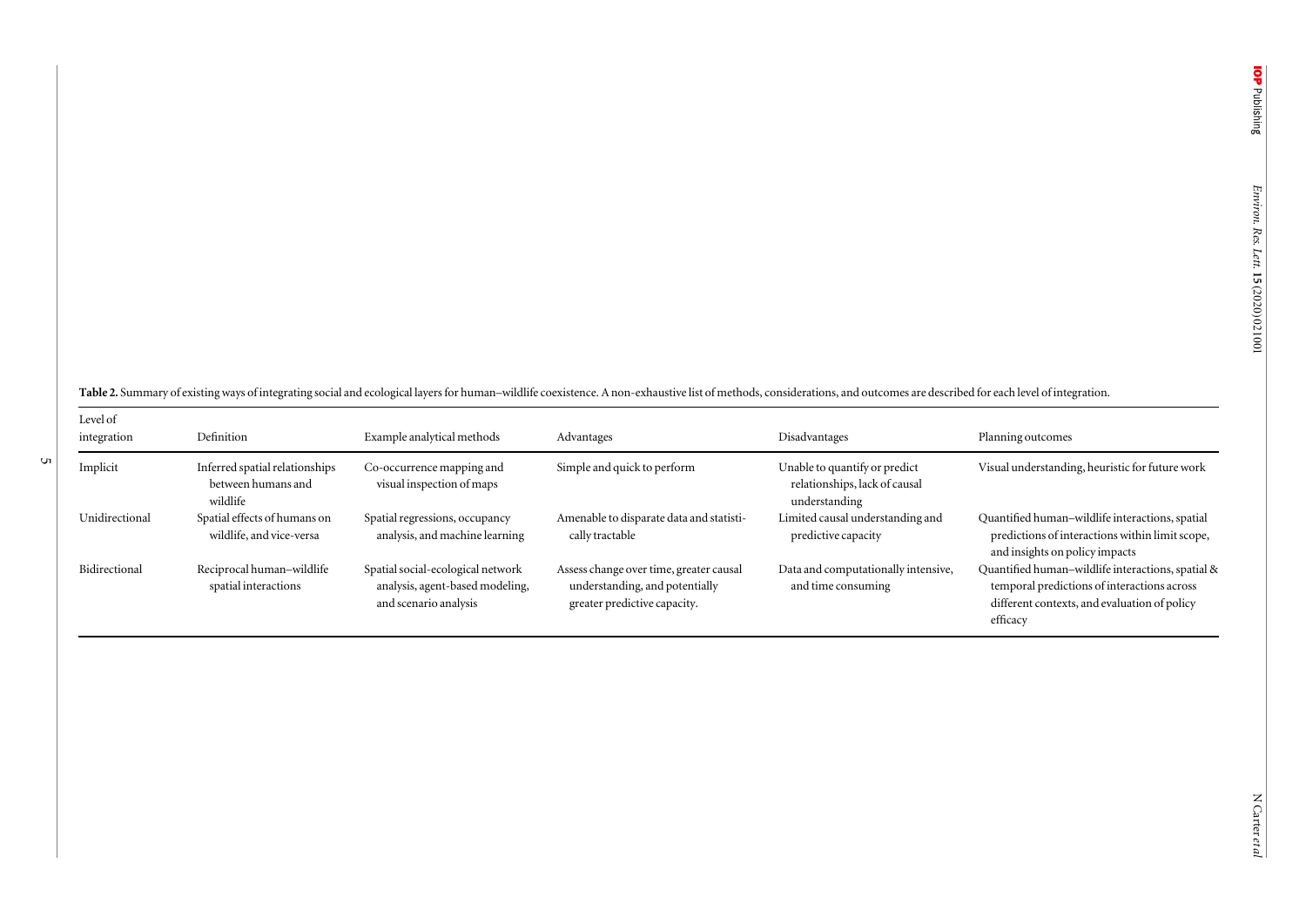**Table 2.** Summary of existing ways of integrating social and ecological layers for human–wildlife coexistence. A non-exhaustive list of methods, considerations, and outcomes are described for each level of integration.

| Level of integration | Definition | Example analytical methods | Advantages | Disadvantages | Planning outcomes |
|---|---|---|---|---|---|
| Implicit | Inferred spatial relationships between humans and wildlife | Co-occurrence mapping and visual inspection of maps | Simple and quick to perform | Unable to quantify or predict relationships, lack of causal understanding | Visual understanding, heuristic for future work |
| Unidirectional | Spatial effects of humans on wildlife, and vice-versa | Spatial regressions, occupancy analysis, and machine learning | Amenable to disparate data and statistically tractable | Limited causal understanding and predictive capacity | Quantified human–wildlife interactions, spatial predictions of interactions within limit scope, and insights on policy impacts |
| Bidirectional | Reciprocal human–wildlife spatial interactions | Spatial social-ecological network analysis, agent-based modeling, and scenario analysis | Assess change over time, greater causal understanding, and potentially greater predictive capacity. | Data and computationally intensive, and time consuming | Quantified human–wildlife interactions, spatial & temporal predictions of interactions across different contexts, and evaluation of policy efficacy |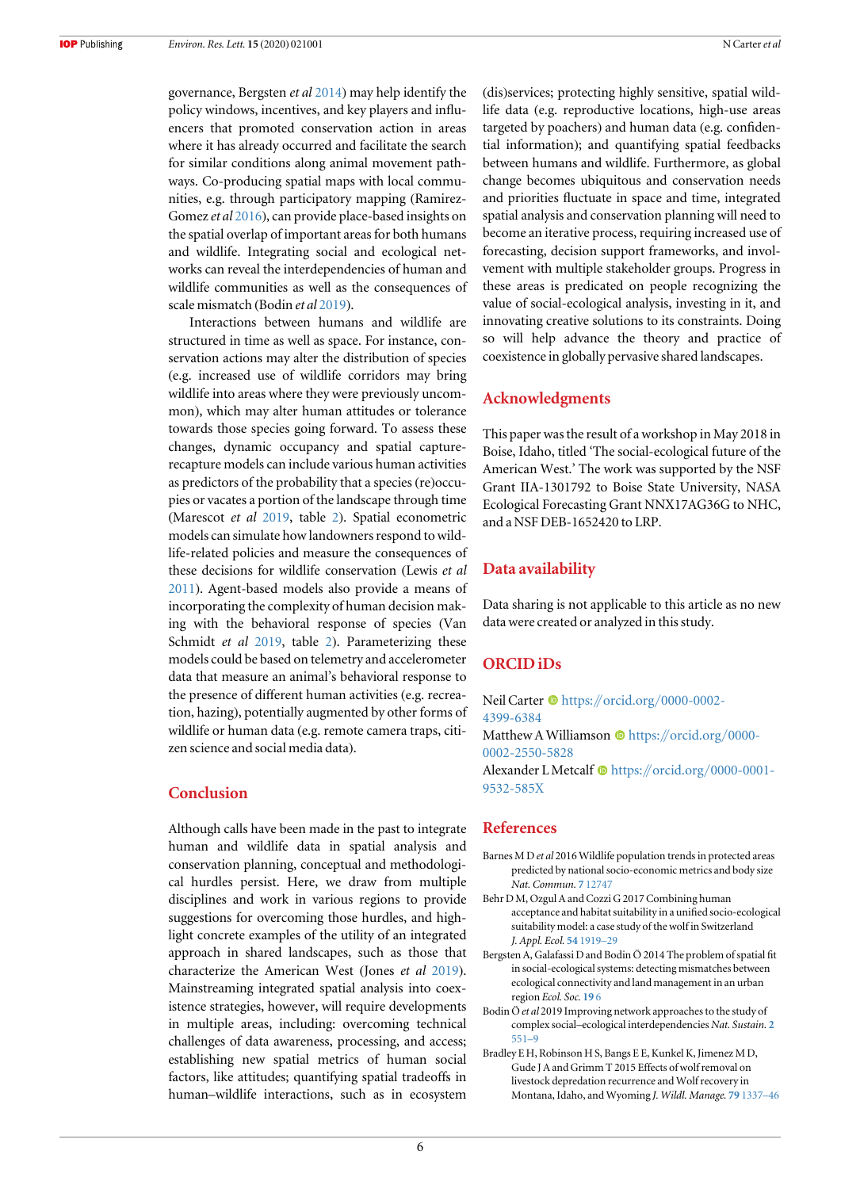governance, Bergsten *et al* 2014) may help identify the policy windows, incentives, and key players and influencers that promoted conservation action in areas where it has already occurred and facilitate the search for similar conditions along animal movement pathways. Co-producing spatial maps with local communities, e.g. through participatory mapping (Ramirez-Gomez *et al* 2016), can provide place-based insights on the spatial overlap of important areas for both humans and wildlife. Integrating social and ecological networks can reveal the interdependencies of human and wildlife communities as well as the consequences of scale mismatch (Bodin *et al* 2019).

Interactions between humans and wildlife are structured in time as well as space. For instance, conservation actions may alter the distribution of species (e.g. increased use of wildlife corridors may bring wildlife into areas where they were previously uncommon), which may alter human attitudes or tolerance towards those species going forward. To assess these changes, dynamic occupancy and spatial capture-recapture models can include various human activities as predictors of the probability that a species (re)occupies or vacates a portion of the landscape through time (Marescot *et al* 2019, table 2). Spatial econometric models can simulate how landowners respond to wildlife-related policies and measure the consequences of these decisions for wildlife conservation (Lewis *et al* 2011). Agent-based models also provide a means of incorporating the complexity of human decision making with the behavioral response of species (Van Schmidt *et al* 2019, table 2). Parameterizing these models could be based on telemetry and accelerometer data that measure an animal's behavioral response to the presence of different human activities (e.g. recreation, hazing), potentially augmented by other forms of wildlife or human data (e.g. remote camera traps, citizen science and social media data).

## Conclusion

Although calls have been made in the past to integrate human and wildlife data in spatial analysis and conservation planning, conceptual and methodological hurdles persist. Here, we draw from multiple disciplines and work in various regions to provide suggestions for overcoming those hurdles, and highlight concrete examples of the utility of an integrated approach in shared landscapes, such as those that characterize the American West (Jones *et al* 2019). Mainstreaming integrated spatial analysis into coexistence strategies, however, will require developments in multiple areas, including: overcoming technical challenges of data awareness, processing, and access; establishing new spatial metrics of human social factors, like attitudes; quantifying spatial tradeoffs in human–wildlife interactions, such as in ecosystem (dis)services; protecting highly sensitive, spatial wildlife data (e.g. reproductive locations, high-use areas targeted by poachers) and human data (e.g. confidential information); and quantifying spatial feedbacks between humans and wildlife. Furthermore, as global change becomes ubiquitous and conservation needs and priorities fluctuate in space and time, integrated spatial analysis and conservation planning will need to become an iterative process, requiring increased use of forecasting, decision support frameworks, and involvement with multiple stakeholder groups. Progress in these areas is predicated on people recognizing the value of social-ecological analysis, investing in it, and innovating creative solutions to its constraints. Doing so will help advance the theory and practice of coexistence in globally pervasive shared landscapes.

## Acknowledgments

This paper was the result of a workshop in May 2018 in Boise, Idaho, titled 'The social-ecological future of the American West.' The work was supported by the NSF Grant IIA-1301792 to Boise State University, NASA Ecological Forecasting Grant NNX17AG36G to NHC, and a NSF DEB-1652420 to LRP.

## Data availability

Data sharing is not applicable to this article as no new data were created or analyzed in this study.

## ORCID iDs

Neil Carter https://orcid.org/0000-0002-4399-6384
Matthew A Williamson https://orcid.org/0000-0002-2550-5828
Alexander L Metcalf https://orcid.org/0000-0001-9532-585X

## References

Barnes M D *et al* 2016 Wildlife population trends in protected areas predicted by national socio-economic metrics and body size *Nat. Commun.* **7** 12747

Behr D M, Ozgul A and Cozzi G 2017 Combining human acceptance and habitat suitability in a unified socio-ecological suitability model: a case study of the wolf in Switzerland *J. Appl. Ecol.* **54** 1919–29

Bergsten A, Galafassi D and Bodin Ö 2014 The problem of spatial fit in social-ecological systems: detecting mismatches between ecological connectivity and land management in an urban region *Ecol. Soc.* **19** 6

Bodin Ö *et al* 2019 Improving network approaches to the study of complex social–ecological interdependencies *Nat. Sustain.* **2** 551–9

Bradley E H, Robinson H S, Bangs E E, Kunkel K, Jimenez M D, Gude J A and Grimm T 2015 Effects of wolf removal on livestock depredation recurrence and Wolf recovery in Montana, Idaho, and Wyoming *J. Wildl. Manage.* **79** 1337–46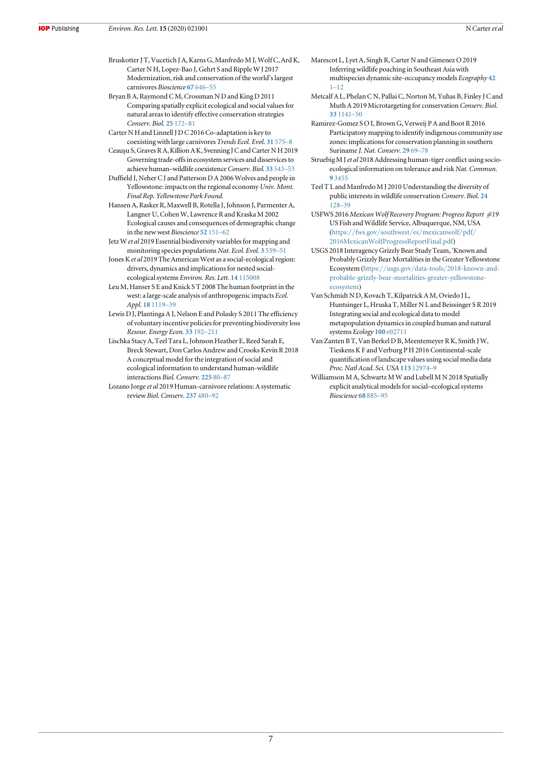Bruskotter J T, Vucetich J A, Karns G, Manfredo M J, Wolf C, Ard K, Carter N H, Lopez-Bao J, Gehrt S and Ripple W J 2017 Modernization, risk and conservation of the world's largest carnivores *Bioscience* **67** 646–55

Bryan B A, Raymond C M, Crossman N D and King D 2011 Comparing spatially explicit ecological and social values for natural areas to identify effective conservation strategies *Conserv. Biol.* **25** 172–81

Carter N H and Linnell J D C 2016 Co-adaptation is key to coexisting with large carnivores *Trends Ecol. Evol.* **31** 575–8

Ceaușu S, Graves R A, Killion A K, Svenning J C and Carter N H 2019 Governing trade-offs in ecosystem services and disservices to achieve human–wildlife coexistence *Conserv. Biol.* **33** 543–53

Duffield J, Neher C J and Patterson D A 2006 Wolves and people in Yellowstone: impacts on the regional economy *Univ. Mont. Final Rep. Yellowstone Park Found.*

Hansen A, Rasker R, Maxwell B, Rotella J, Johnson J, Parmenter A, Langner U, Cohen W, Lawrence R and Kraska M 2002 Ecological causes and consequences of demographic change in the new west *Bioscience* **52** 151–62

Jetz W *et al* 2019 Essential biodiversity variables for mapping and monitoring species populations *Nat. Ecol. Evol.* **3** 539–51

Jones K *et al* 2019 The American West as a social-ecological region: drivers, dynamics and implications for nested social-ecological systems *Environ. Res. Lett.* **14** 115008

Leu M, Hanser S E and Knick S T 2008 The human footprint in the west: a large-scale analysis of anthropogenic impacts *Ecol. Appl.* **18** 1119–39

Lewis D J, Plantinga A J, Nelson E and Polasky S 2011 The efficiency of voluntary incentive policies for preventing biodiversity loss *Resour. Energy Econ.* **33** 192–211

Lischka Stacy A, Teel Tara L, Johnson Heather E, Reed Sarah E, Breck Stewart, Don Carlos Andrew and Crooks Kevin R 2018 A conceptual model for the integration of social and ecological information to understand human-wildlife interactions *Biol. Conserv.* **225** 80–87

Lozano Jorge *et al* 2019 Human-carnivore relations: A systematic review *Biol. Conserv.* **237** 480–92

Marescot L, Lyet A, Singh R, Carter N and Gimenez O 2019 Inferring wildlife poaching in Southeast Asia with multispecies dynamic site-occupancy models *Ecography* **42** 1–12

Metcalf A L, Phelan C N, Pallai C, Norton M, Yuhas B, Finley J C and Muth A 2019 Microtargeting for conservation *Conserv. Biol.* **33** 1141–50

Ramirez-Gomez S O I, Brown G, Verweij P A and Boot R 2016 Participatory mapping to identify indigenous community use zones: implications for conservation planning in southern Suriname *J. Nat. Conserv.* **29** 69–78

Struebig M J *et al* 2018 Addressing human-tiger conflict using socio-ecological information on tolerance and risk *Nat. Commun.* **9** 3455

Teel T L and Manfredo M J 2010 Understanding the diversity of public interests in wildlife conservation *Conserv. Biol.* **24** 128–39

USFWS 2016 *Mexican Wolf Recovery Program: Progress Report #19* US Fish and Wildlife Service, Albuquerque, NM, USA (https://fws.gov/southwest/es/mexicanwolf/pdf/2016MexicanWolfProgressReportFinal.pdf)

USGS 2018 Interagency Grizzly Bear Study Team, 'Known and Probably Grizzly Bear Mortalities in the Greater Yellowstone Ecosystem (https://usgs.gov/data-tools/2018-known-and-probable-grizzly-bear-mortalities-greater-yellowstone-ecosystem)

Van Schmidt N D, Kovach T, Kilpatrick A M, Oviedo J L, Huntsinger L, Hruska T, Miller N L and Beissinger S R 2019 Integrating social and ecological data to model metapopulation dynamics in coupled human and natural systems *Ecology* **100** e02711

Van Zanten B T, Van Berkel D B, Meentemeyer R K, Smith J W, Tieskens K F and Verburg P H 2016 Continental-scale quantification of landscape values using social media data *Proc. Natl Acad. Sci. USA* **113** 12974–9

Williamson M A, Schwartz M W and Lubell M N 2018 Spatially explicit analytical models for social–ecological systems *Bioscience* **68** 885–95